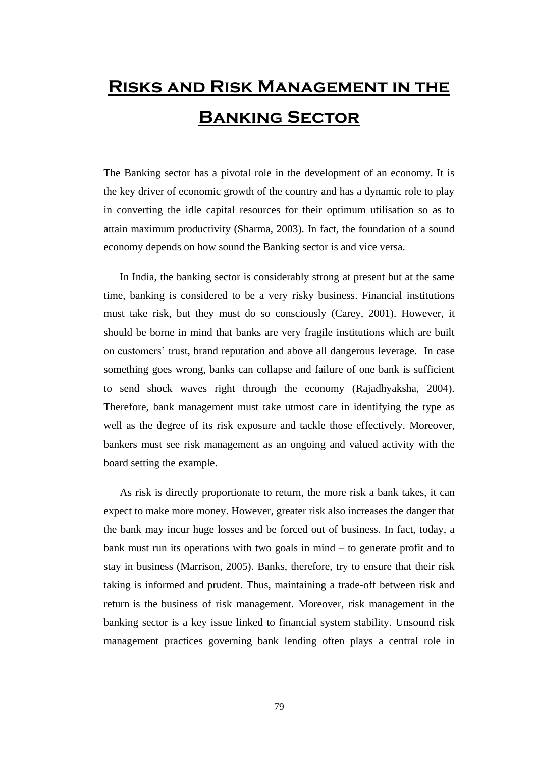# Risks and Risk Management in the Banking Sector

The Banking sector has a pivotal role in the development of an economy. It is the key driver of economic growth of the country and has a dynamic role to play in converting the idle capital resources for their optimum utilisation so as to attain maximum productivity (Sharma, 2003). In fact, the foundation of a sound economy depends on how sound the Banking sector is and vice versa.

In India, the banking sector is considerably strong at present but at the same time, banking is considered to be a very risky business. Financial institutions must take risk, but they must do so consciously (Carey, 2001). However, it should be borne in mind that banks are very fragile institutions which are built on customers' trust, brand reputation and above all dangerous leverage. In case something goes wrong, banks can collapse and failure of one bank is sufficient to send shock waves right through the economy (Rajadhyaksha, 2004). Therefore, bank management must take utmost care in identifying the type as well as the degree of its risk exposure and tackle those effectively. Moreover, bankers must see risk management as an ongoing and valued activity with the board setting the example.

As risk is directly proportionate to return, the more risk a bank takes, it can expect to make more money. However, greater risk also increases the danger that the bank may incur huge losses and be forced out of business. In fact, today, a bank must run its operations with two goals in mind – to generate profit and to stay in business (Marrison, 2005). Banks, therefore, try to ensure that their risk taking is informed and prudent. Thus, maintaining a trade-off between risk and return is the business of risk management. Moreover, risk management in the banking sector is a key issue linked to financial system stability. Unsound risk management practices governing bank lending often plays a central role in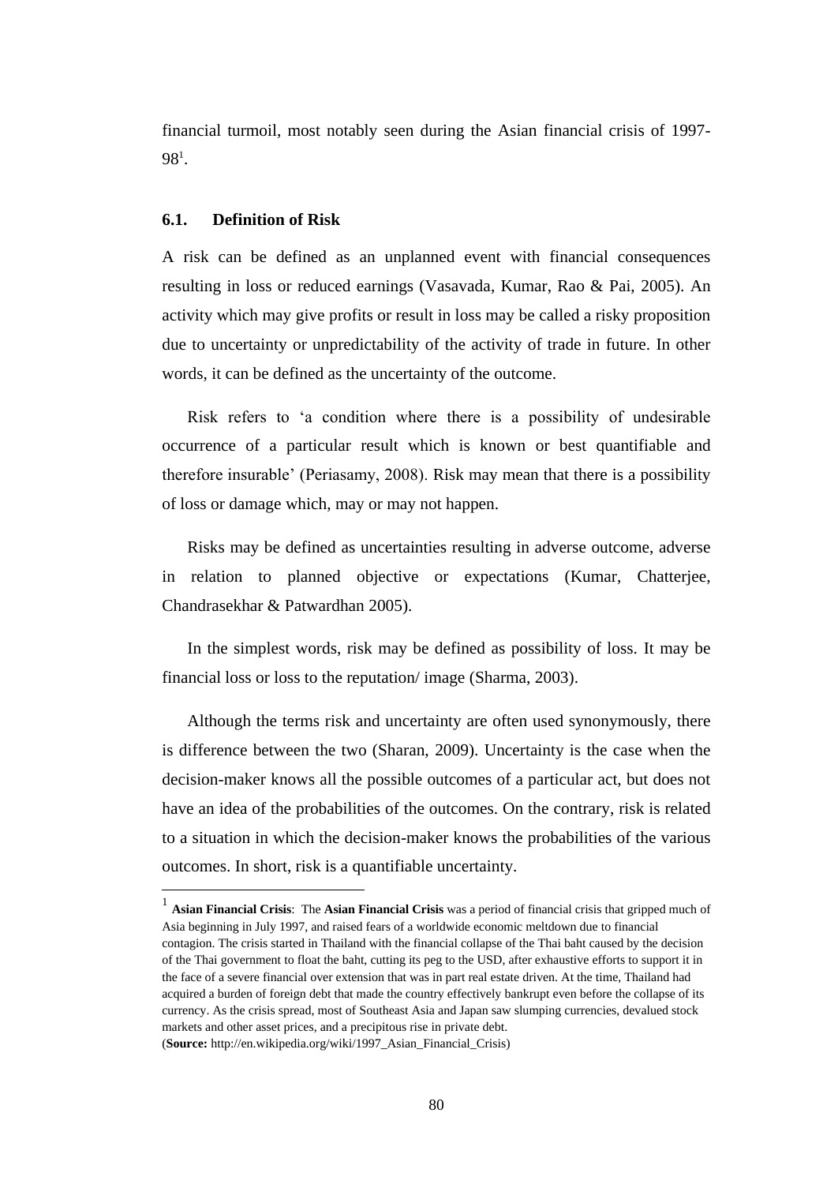financial turmoil, most notably seen during the Asian financial crisis of 1997-98[1].

### 6.1. Definition of Risk

A risk can be defined as an unplanned event with financial consequences resulting in loss or reduced earnings (Vasavada, Kumar, Rao & Pai, 2005). An activity which may give profits or result in loss may be called a risky proposition due to uncertainty or unpredictability of the activity of trade in future. In other words, it can be defined as the uncertainty of the outcome.

Risk refers to 'a condition where there is a possibility of undesirable occurrence of a particular result which is known or best quantifiable and therefore insurable' (Periasamy, 2008). Risk may mean that there is a possibility of loss or damage which, may or may not happen.

Risks may be defined as uncertainties resulting in adverse outcome, adverse in relation to planned objective or expectations (Kumar, Chatterjee, Chandrasekhar & Patwardhan 2005).

In the simplest words, risk may be defined as possibility of loss. It may be financial loss or loss to the reputation/ image (Sharma, 2003).

Although the terms risk and uncertainty are often used synonymously, there is difference between the two (Sharan, 2009). Uncertainty is the case when the decision-maker knows all the possible outcomes of a particular act, but does not have an idea of the probabilities of the outcomes. On the contrary, risk is related to a situation in which the decision-maker knows the probabilities of the various outcomes. In short, risk is a quantifiable uncertainty.

---

[1] **Asian Financial Crisis**: The **Asian Financial Crisis** was a period of financial crisis that gripped much of Asia beginning in July 1997, and raised fears of a worldwide economic meltdown due to financial contagion. The crisis started in Thailand with the financial collapse of the Thai baht caused by the decision of the Thai government to float the baht, cutting its peg to the USD, after exhaustive efforts to support it in the face of a severe financial over extension that was in part real estate driven. At the time, Thailand had acquired a burden of foreign debt that made the country effectively bankrupt even before the collapse of its currency. As the crisis spread, most of Southeast Asia and Japan saw slumping currencies, devalued stock markets and other asset prices, and a precipitous rise in private debt.
(**Source:** http://en.wikipedia.org/wiki/1997_Asian_Financial_Crisis)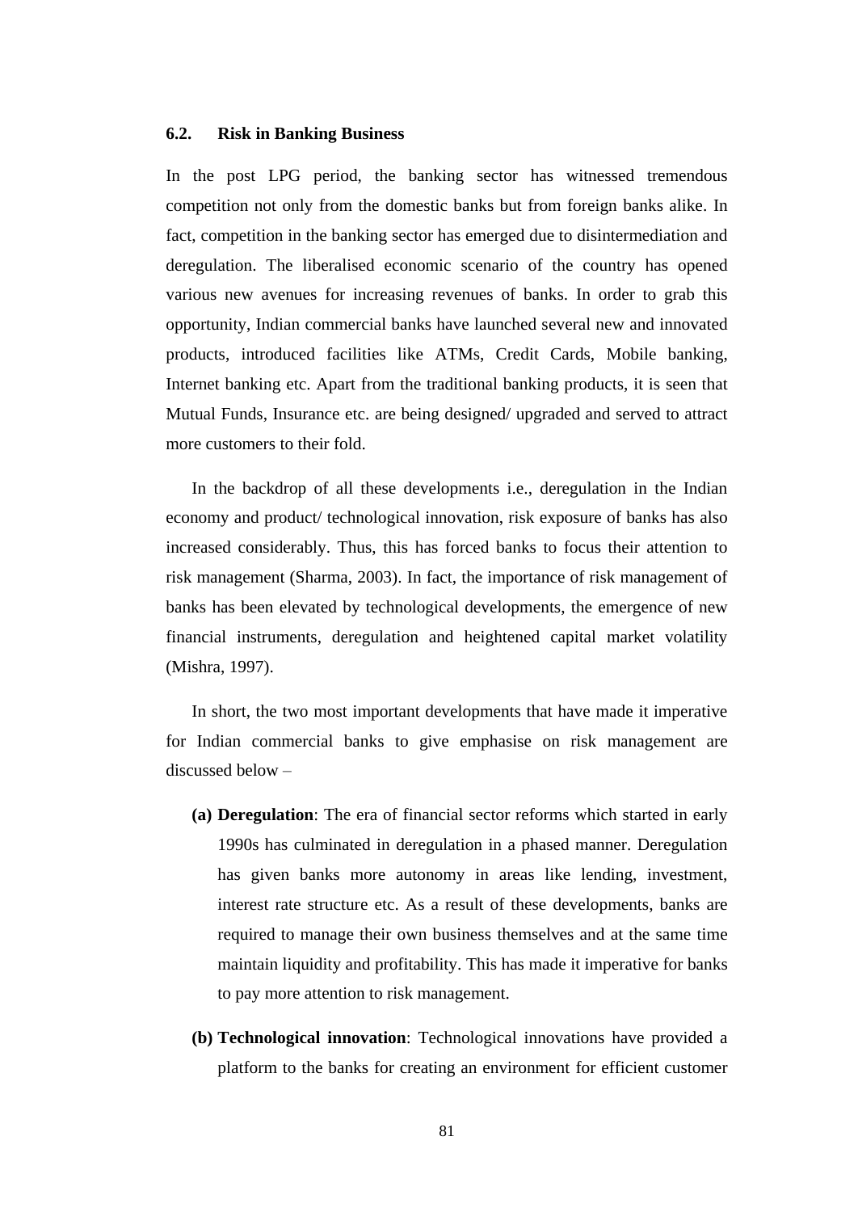## 6.2. Risk in Banking Business

In the post LPG period, the banking sector has witnessed tremendous competition not only from the domestic banks but from foreign banks alike. In fact, competition in the banking sector has emerged due to disintermediation and deregulation. The liberalised economic scenario of the country has opened various new avenues for increasing revenues of banks. In order to grab this opportunity, Indian commercial banks have launched several new and innovated products, introduced facilities like ATMs, Credit Cards, Mobile banking, Internet banking etc. Apart from the traditional banking products, it is seen that Mutual Funds, Insurance etc. are being designed/ upgraded and served to attract more customers to their fold.

In the backdrop of all these developments i.e., deregulation in the Indian economy and product/ technological innovation, risk exposure of banks has also increased considerably. Thus, this has forced banks to focus their attention to risk management (Sharma, 2003). In fact, the importance of risk management of banks has been elevated by technological developments, the emergence of new financial instruments, deregulation and heightened capital market volatility (Mishra, 1997).

In short, the two most important developments that have made it imperative for Indian commercial banks to give emphasise on risk management are discussed below –

**(a) Deregulation**: The era of financial sector reforms which started in early 1990s has culminated in deregulation in a phased manner. Deregulation has given banks more autonomy in areas like lending, investment, interest rate structure etc. As a result of these developments, banks are required to manage their own business themselves and at the same time maintain liquidity and profitability. This has made it imperative for banks to pay more attention to risk management.

**(b) Technological innovation**: Technological innovations have provided a platform to the banks for creating an environment for efficient customer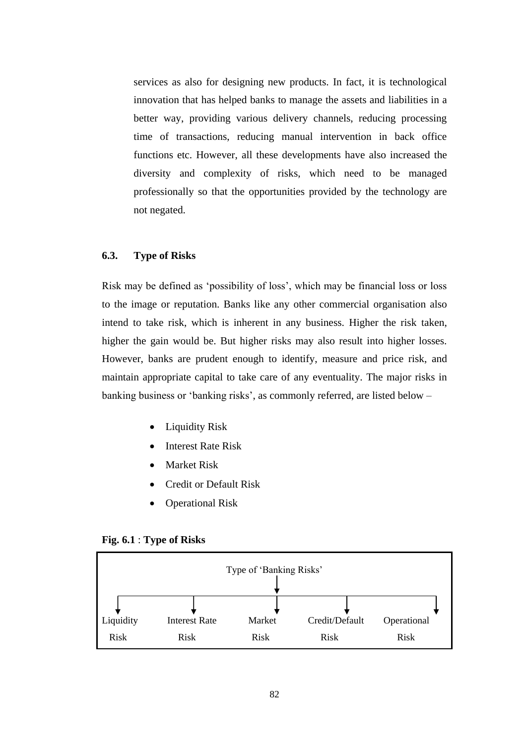services as also for designing new products. In fact, it is technological innovation that has helped banks to manage the assets and liabilities in a better way, providing various delivery channels, reducing processing time of transactions, reducing manual intervention in back office functions etc. However, all these developments have also increased the diversity and complexity of risks, which need to be managed professionally so that the opportunities provided by the technology are not negated.

## 6.3. Type of Risks

Risk may be defined as 'possibility of loss', which may be financial loss or loss to the image or reputation. Banks like any other commercial organisation also intend to take risk, which is inherent in any business. Higher the risk taken, higher the gain would be. But higher risks may also result into higher losses. However, banks are prudent enough to identify, measure and price risk, and maintain appropriate capital to take care of any eventuality. The major risks in banking business or 'banking risks', as commonly referred, are listed below –

- Liquidity Risk
- Interest Rate Risk
- Market Risk
- Credit or Default Risk
- Operational Risk

**Fig. 6.1** : **Type of Risks**

Type of 'Banking Risks'

Liquidity Risk

Interest Rate Risk

Market Risk

Credit/Default Risk

Operational Risk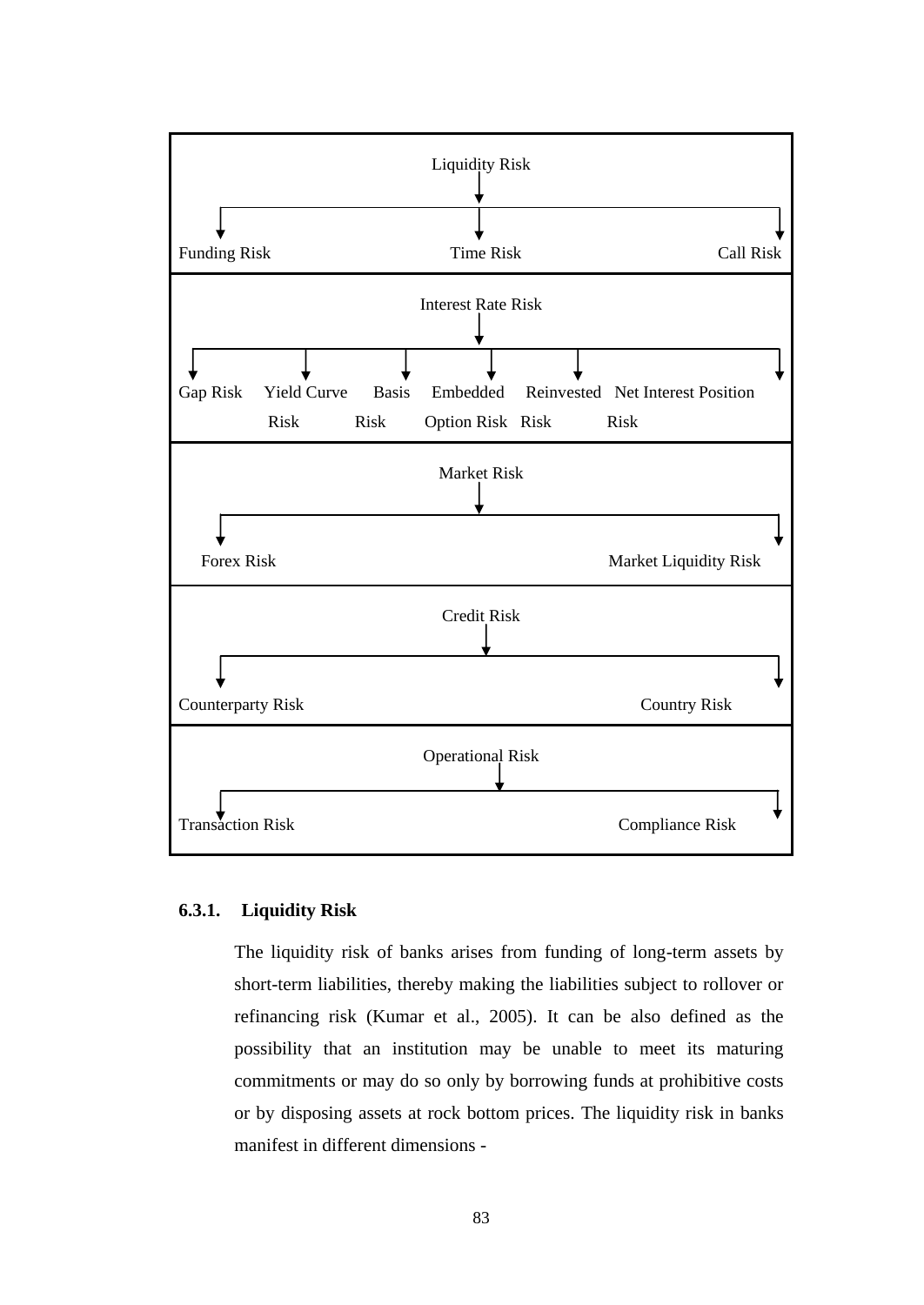Liquidity Risk

Funding Risk
Time Risk
Call Risk

Interest Rate Risk

Gap Risk
Yield Curve Risk
Basis Risk
Embedded Option Risk
Reinvested Risk
Net Interest Position Risk

Market Risk

Forex Risk
Market Liquidity Risk

Credit Risk

Counterparty Risk
Country Risk

Operational Risk

Transaction Risk
Compliance Risk

### 6.3.1. Liquidity Risk

The liquidity risk of banks arises from funding of long-term assets by short-term liabilities, thereby making the liabilities subject to rollover or refinancing risk (Kumar et al., 2005). It can be also defined as the possibility that an institution may be unable to meet its maturing commitments or may do so only by borrowing funds at prohibitive costs or by disposing assets at rock bottom prices. The liquidity risk in banks manifest in different dimensions -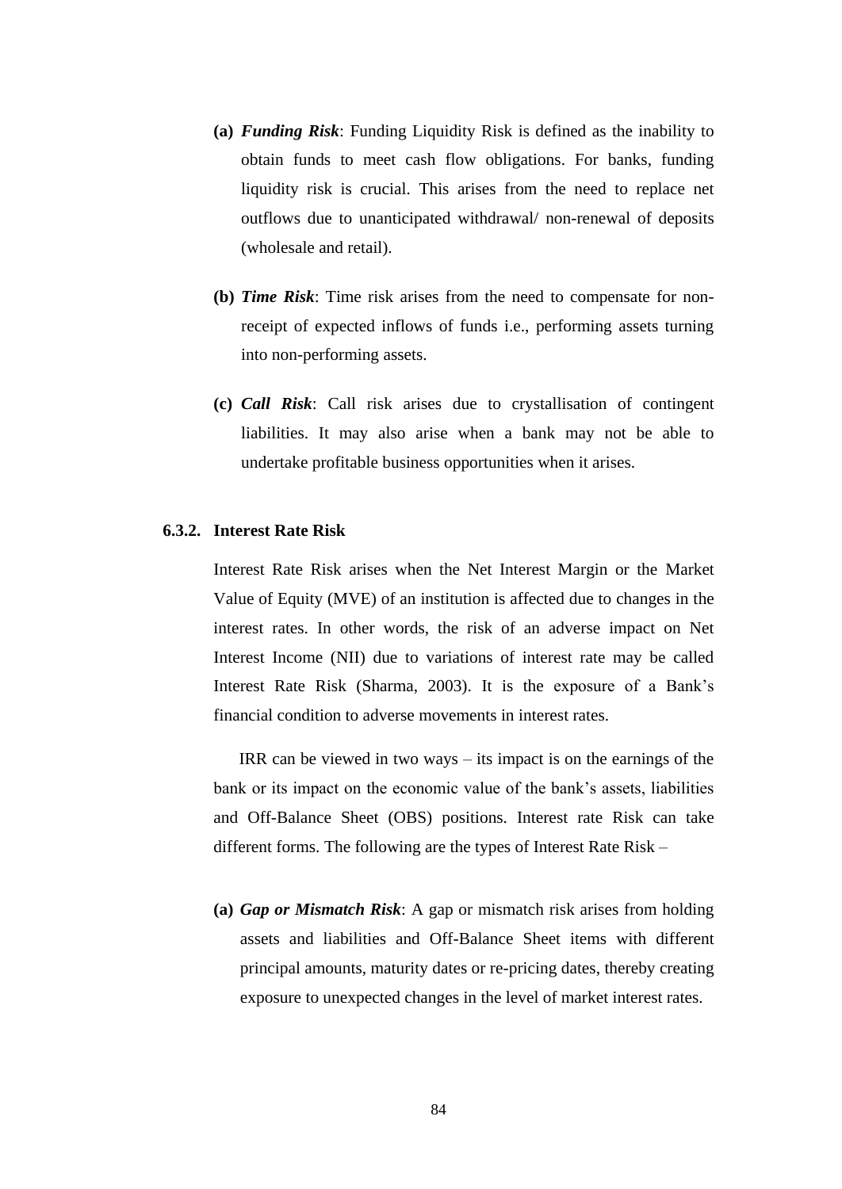**(a)** ***Funding Risk***: Funding Liquidity Risk is defined as the inability to obtain funds to meet cash flow obligations. For banks, funding liquidity risk is crucial. This arises from the need to replace net outflows due to unanticipated withdrawal/ non-renewal of deposits (wholesale and retail).

**(b)** ***Time Risk***: Time risk arises from the need to compensate for non-receipt of expected inflows of funds i.e., performing assets turning into non-performing assets.

**(c)** ***Call Risk***: Call risk arises due to crystallisation of contingent liabilities. It may also arise when a bank may not be able to undertake profitable business opportunities when it arises.

### 6.3.2. Interest Rate Risk

Interest Rate Risk arises when the Net Interest Margin or the Market Value of Equity (MVE) of an institution is affected due to changes in the interest rates. In other words, the risk of an adverse impact on Net Interest Income (NII) due to variations of interest rate may be called Interest Rate Risk (Sharma, 2003). It is the exposure of a Bank's financial condition to adverse movements in interest rates.

IRR can be viewed in two ways – its impact is on the earnings of the bank or its impact on the economic value of the bank's assets, liabilities and Off-Balance Sheet (OBS) positions. Interest rate Risk can take different forms. The following are the types of Interest Rate Risk –

**(a)** ***Gap or Mismatch Risk***: A gap or mismatch risk arises from holding assets and liabilities and Off-Balance Sheet items with different principal amounts, maturity dates or re-pricing dates, thereby creating exposure to unexpected changes in the level of market interest rates.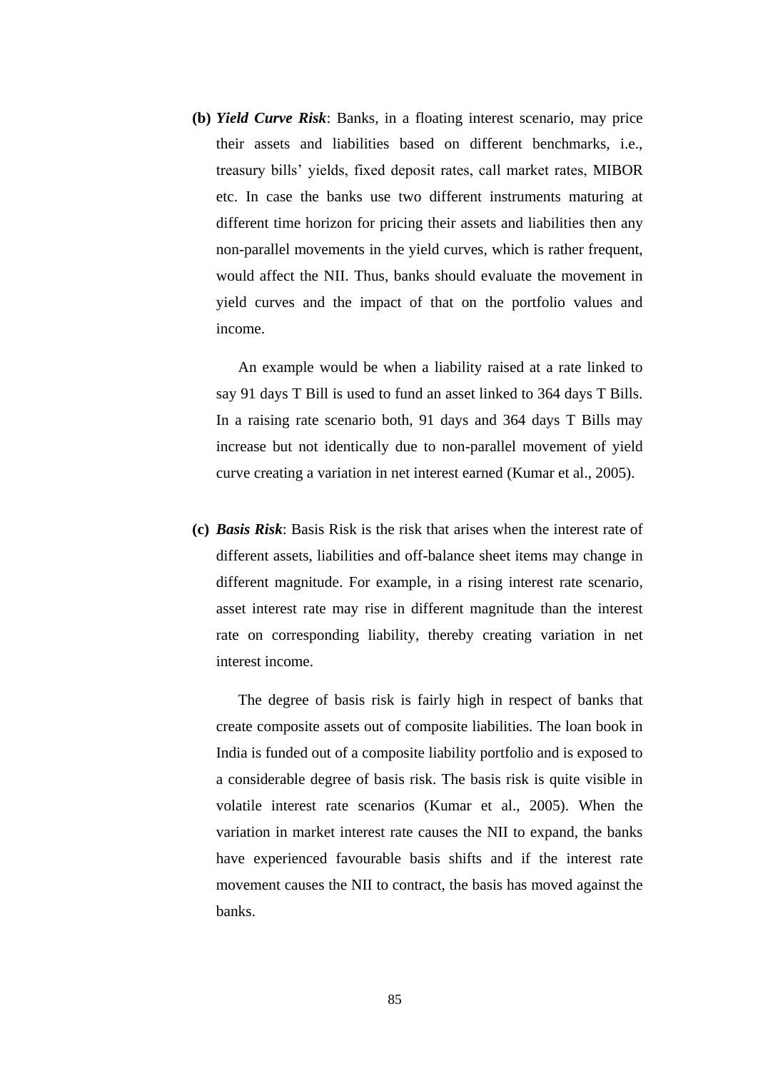**(b)** ***Yield Curve Risk***: Banks, in a floating interest scenario, may price their assets and liabilities based on different benchmarks, i.e., treasury bills' yields, fixed deposit rates, call market rates, MIBOR etc. In case the banks use two different instruments maturing at different time horizon for pricing their assets and liabilities then any non-parallel movements in the yield curves, which is rather frequent, would affect the NII. Thus, banks should evaluate the movement in yield curves and the impact of that on the portfolio values and income.

An example would be when a liability raised at a rate linked to say 91 days T Bill is used to fund an asset linked to 364 days T Bills. In a raising rate scenario both, 91 days and 364 days T Bills may increase but not identically due to non-parallel movement of yield curve creating a variation in net interest earned (Kumar et al., 2005).

**(c)** ***Basis Risk***: Basis Risk is the risk that arises when the interest rate of different assets, liabilities and off-balance sheet items may change in different magnitude. For example, in a rising interest rate scenario, asset interest rate may rise in different magnitude than the interest rate on corresponding liability, thereby creating variation in net interest income.

The degree of basis risk is fairly high in respect of banks that create composite assets out of composite liabilities. The loan book in India is funded out of a composite liability portfolio and is exposed to a considerable degree of basis risk. The basis risk is quite visible in volatile interest rate scenarios (Kumar et al., 2005). When the variation in market interest rate causes the NII to expand, the banks have experienced favourable basis shifts and if the interest rate movement causes the NII to contract, the basis has moved against the banks.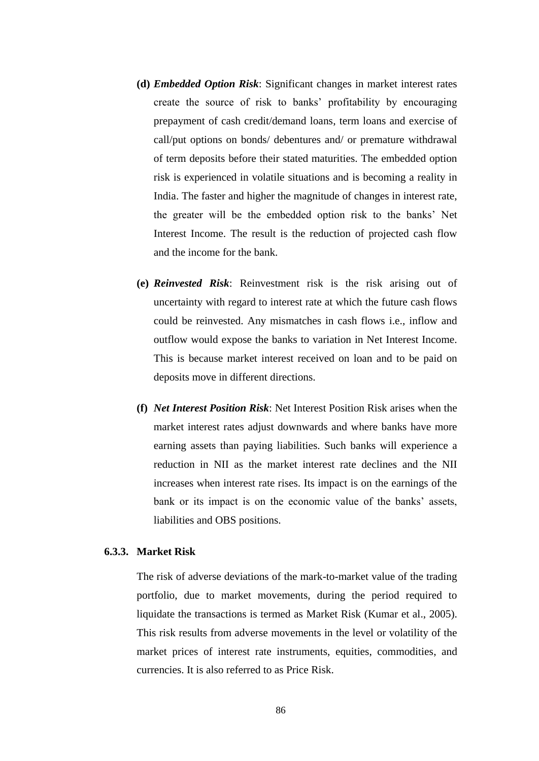**(d)** ***Embedded Option Risk***: Significant changes in market interest rates create the source of risk to banks' profitability by encouraging prepayment of cash credit/demand loans, term loans and exercise of call/put options on bonds/ debentures and/ or premature withdrawal of term deposits before their stated maturities. The embedded option risk is experienced in volatile situations and is becoming a reality in India. The faster and higher the magnitude of changes in interest rate, the greater will be the embedded option risk to the banks' Net Interest Income. The result is the reduction of projected cash flow and the income for the bank.

**(e)** ***Reinvested Risk***: Reinvestment risk is the risk arising out of uncertainty with regard to interest rate at which the future cash flows could be reinvested. Any mismatches in cash flows i.e., inflow and outflow would expose the banks to variation in Net Interest Income. This is because market interest received on loan and to be paid on deposits move in different directions.

**(f)** ***Net Interest Position Risk***: Net Interest Position Risk arises when the market interest rates adjust downwards and where banks have more earning assets than paying liabilities. Such banks will experience a reduction in NII as the market interest rate declines and the NII increases when interest rate rises. Its impact is on the earnings of the bank or its impact is on the economic value of the banks' assets, liabilities and OBS positions.

### 6.3.3. Market Risk

The risk of adverse deviations of the mark-to-market value of the trading portfolio, due to market movements, during the period required to liquidate the transactions is termed as Market Risk (Kumar et al., 2005). This risk results from adverse movements in the level or volatility of the market prices of interest rate instruments, equities, commodities, and currencies. It is also referred to as Price Risk.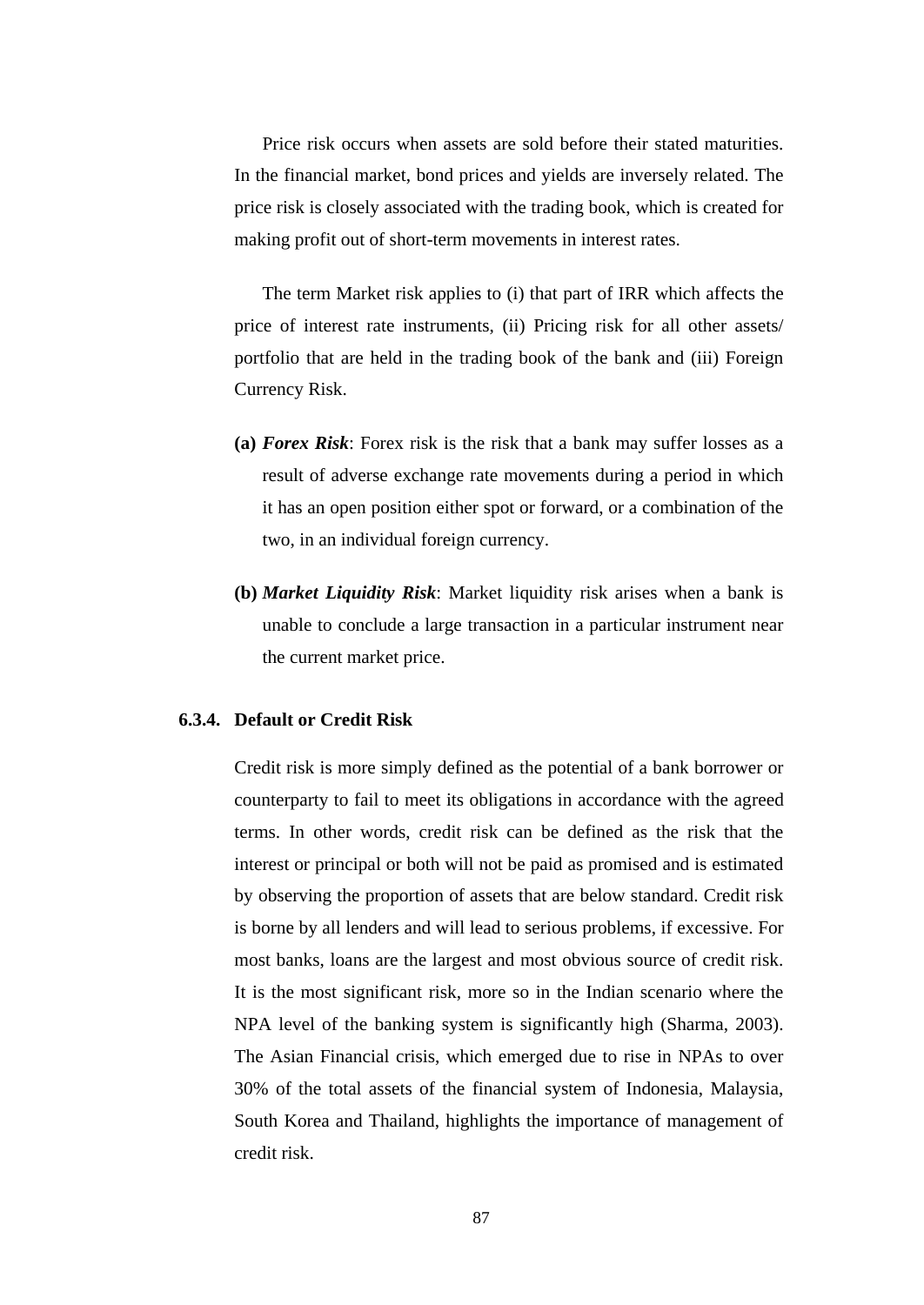Price risk occurs when assets are sold before their stated maturities. In the financial market, bond prices and yields are inversely related. The price risk is closely associated with the trading book, which is created for making profit out of short-term movements in interest rates.

The term Market risk applies to (i) that part of IRR which affects the price of interest rate instruments, (ii) Pricing risk for all other assets/ portfolio that are held in the trading book of the bank and (iii) Foreign Currency Risk.

**(a)** ***Forex Risk***: Forex risk is the risk that a bank may suffer losses as a result of adverse exchange rate movements during a period in which it has an open position either spot or forward, or a combination of the two, in an individual foreign currency.

**(b)** ***Market Liquidity Risk***: Market liquidity risk arises when a bank is unable to conclude a large transaction in a particular instrument near the current market price.

### 6.3.4. Default or Credit Risk

Credit risk is more simply defined as the potential of a bank borrower or counterparty to fail to meet its obligations in accordance with the agreed terms. In other words, credit risk can be defined as the risk that the interest or principal or both will not be paid as promised and is estimated by observing the proportion of assets that are below standard. Credit risk is borne by all lenders and will lead to serious problems, if excessive. For most banks, loans are the largest and most obvious source of credit risk. It is the most significant risk, more so in the Indian scenario where the NPA level of the banking system is significantly high (Sharma, 2003). The Asian Financial crisis, which emerged due to rise in NPAs to over 30% of the total assets of the financial system of Indonesia, Malaysia, South Korea and Thailand, highlights the importance of management of credit risk.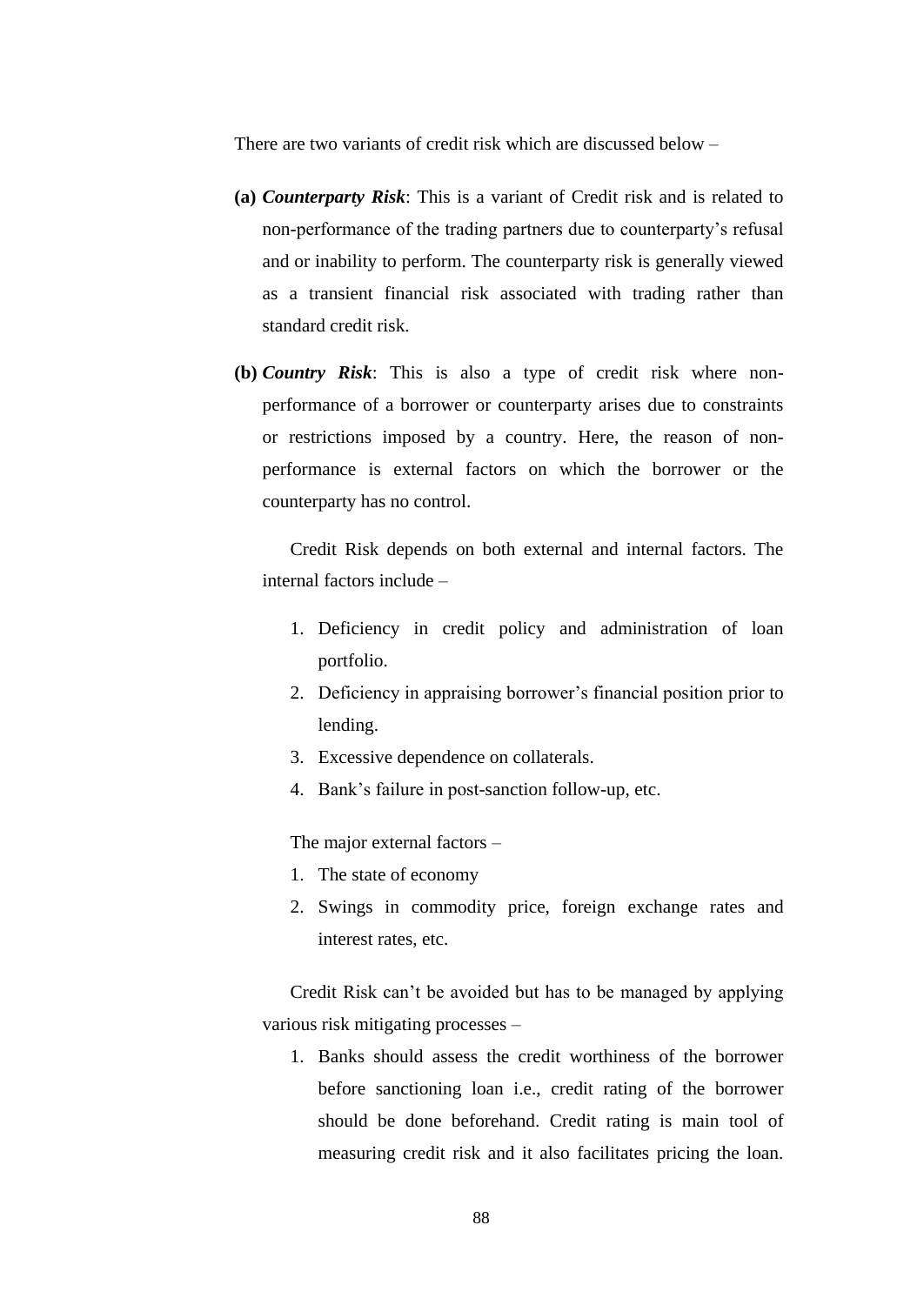There are two variants of credit risk which are discussed below –

**(a)** ***Counterparty Risk***: This is a variant of Credit risk and is related to non-performance of the trading partners due to counterparty's refusal and or inability to perform. The counterparty risk is generally viewed as a transient financial risk associated with trading rather than standard credit risk.

**(b)** ***Country Risk***: This is also a type of credit risk where non-performance of a borrower or counterparty arises due to constraints or restrictions imposed by a country. Here, the reason of non-performance is external factors on which the borrower or the counterparty has no control.

Credit Risk depends on both external and internal factors. The internal factors include –

1. Deficiency in credit policy and administration of loan portfolio.
2. Deficiency in appraising borrower's financial position prior to lending.
3. Excessive dependence on collaterals.
4. Bank's failure in post-sanction follow-up, etc.

The major external factors –

1. The state of economy
2. Swings in commodity price, foreign exchange rates and interest rates, etc.

Credit Risk can't be avoided but has to be managed by applying various risk mitigating processes –

1. Banks should assess the credit worthiness of the borrower before sanctioning loan i.e., credit rating of the borrower should be done beforehand. Credit rating is main tool of measuring credit risk and it also facilitates pricing the loan.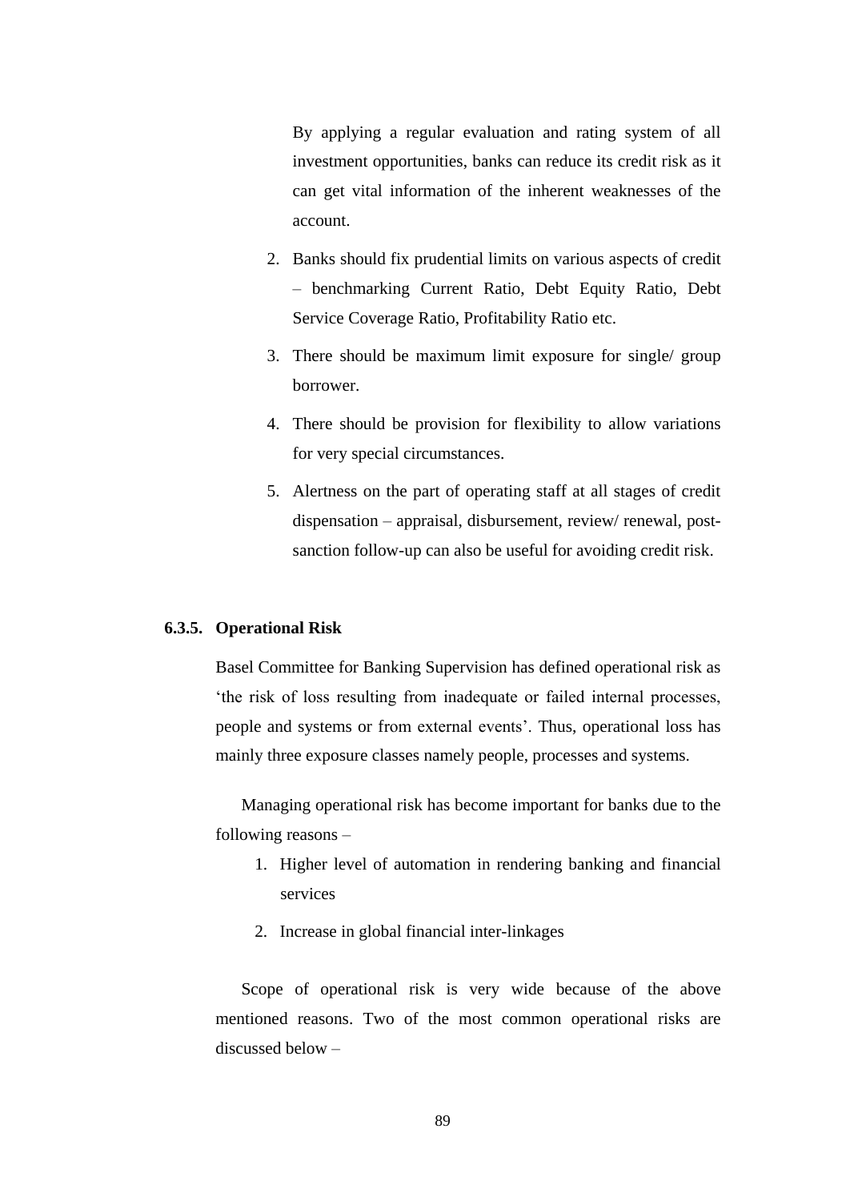By applying a regular evaluation and rating system of all investment opportunities, banks can reduce its credit risk as it can get vital information of the inherent weaknesses of the account.

2. Banks should fix prudential limits on various aspects of credit – benchmarking Current Ratio, Debt Equity Ratio, Debt Service Coverage Ratio, Profitability Ratio etc.
3. There should be maximum limit exposure for single/ group borrower.
4. There should be provision for flexibility to allow variations for very special circumstances.
5. Alertness on the part of operating staff at all stages of credit dispensation – appraisal, disbursement, review/ renewal, post-sanction follow-up can also be useful for avoiding credit risk.

### 6.3.5. Operational Risk

Basel Committee for Banking Supervision has defined operational risk as 'the risk of loss resulting from inadequate or failed internal processes, people and systems or from external events'. Thus, operational loss has mainly three exposure classes namely people, processes and systems.

Managing operational risk has become important for banks due to the following reasons –

1. Higher level of automation in rendering banking and financial services
2. Increase in global financial inter-linkages

Scope of operational risk is very wide because of the above mentioned reasons. Two of the most common operational risks are discussed below –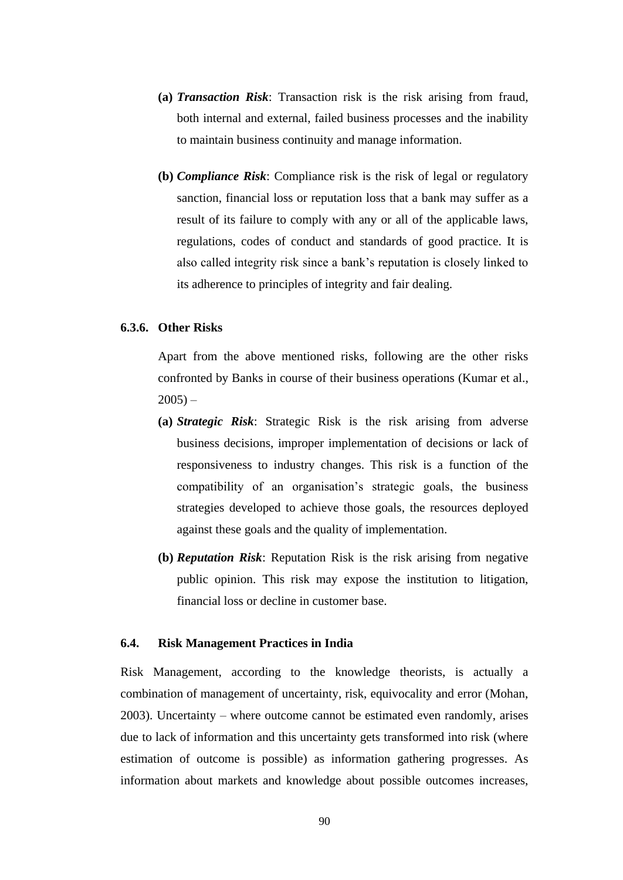**(a)** ***Transaction Risk***: Transaction risk is the risk arising from fraud, both internal and external, failed business processes and the inability to maintain business continuity and manage information.

**(b)** ***Compliance Risk***: Compliance risk is the risk of legal or regulatory sanction, financial loss or reputation loss that a bank may suffer as a result of its failure to comply with any or all of the applicable laws, regulations, codes of conduct and standards of good practice. It is also called integrity risk since a bank's reputation is closely linked to its adherence to principles of integrity and fair dealing.

### 6.3.6. Other Risks

Apart from the above mentioned risks, following are the other risks confronted by Banks in course of their business operations (Kumar et al., 2005) –

**(a)** ***Strategic Risk***: Strategic Risk is the risk arising from adverse business decisions, improper implementation of decisions or lack of responsiveness to industry changes. This risk is a function of the compatibility of an organisation's strategic goals, the business strategies developed to achieve those goals, the resources deployed against these goals and the quality of implementation.

**(b)** ***Reputation Risk***: Reputation Risk is the risk arising from negative public opinion. This risk may expose the institution to litigation, financial loss or decline in customer base.

## 6.4. Risk Management Practices in India

Risk Management, according to the knowledge theorists, is actually a combination of management of uncertainty, risk, equivocality and error (Mohan, 2003). Uncertainty – where outcome cannot be estimated even randomly, arises due to lack of information and this uncertainty gets transformed into risk (where estimation of outcome is possible) as information gathering progresses. As information about markets and knowledge about possible outcomes increases,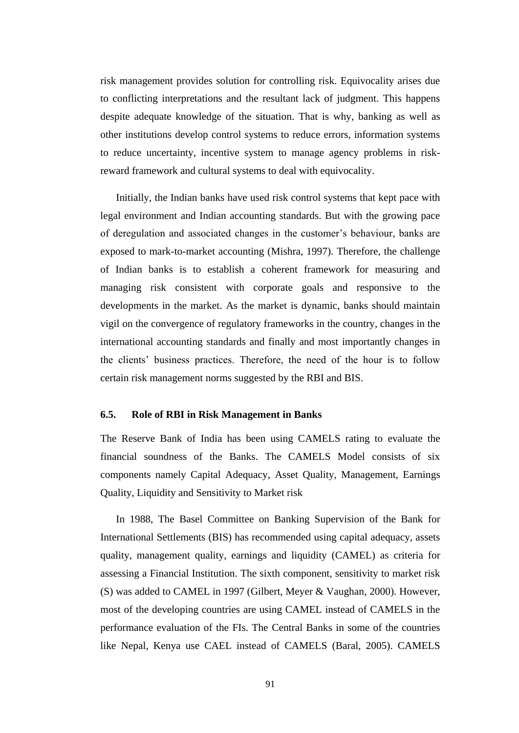risk management provides solution for controlling risk. Equivocality arises due to conflicting interpretations and the resultant lack of judgment. This happens despite adequate knowledge of the situation. That is why, banking as well as other institutions develop control systems to reduce errors, information systems to reduce uncertainty, incentive system to manage agency problems in risk-reward framework and cultural systems to deal with equivocality.

Initially, the Indian banks have used risk control systems that kept pace with legal environment and Indian accounting standards. But with the growing pace of deregulation and associated changes in the customer's behaviour, banks are exposed to mark-to-market accounting (Mishra, 1997). Therefore, the challenge of Indian banks is to establish a coherent framework for measuring and managing risk consistent with corporate goals and responsive to the developments in the market. As the market is dynamic, banks should maintain vigil on the convergence of regulatory frameworks in the country, changes in the international accounting standards and finally and most importantly changes in the clients' business practices. Therefore, the need of the hour is to follow certain risk management norms suggested by the RBI and BIS.

### 6.5. Role of RBI in Risk Management in Banks

The Reserve Bank of India has been using CAMELS rating to evaluate the financial soundness of the Banks. The CAMELS Model consists of six components namely Capital Adequacy, Asset Quality, Management, Earnings Quality, Liquidity and Sensitivity to Market risk

In 1988, The Basel Committee on Banking Supervision of the Bank for International Settlements (BIS) has recommended using capital adequacy, assets quality, management quality, earnings and liquidity (CAMEL) as criteria for assessing a Financial Institution. The sixth component, sensitivity to market risk (S) was added to CAMEL in 1997 (Gilbert, Meyer & Vaughan, 2000). However, most of the developing countries are using CAMEL instead of CAMELS in the performance evaluation of the FIs. The Central Banks in some of the countries like Nepal, Kenya use CAEL instead of CAMELS (Baral, 2005). CAMELS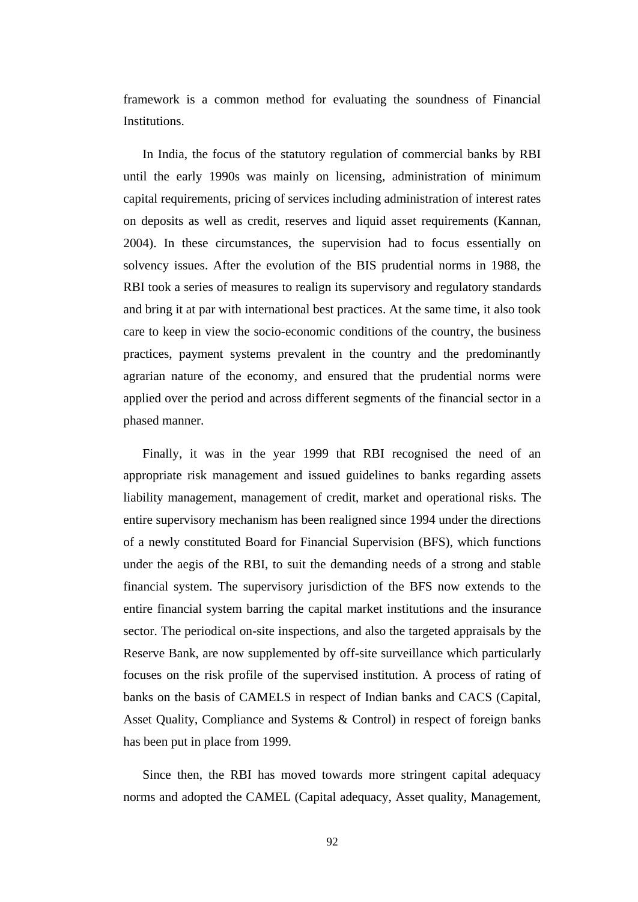framework is a common method for evaluating the soundness of Financial Institutions.

In India, the focus of the statutory regulation of commercial banks by RBI until the early 1990s was mainly on licensing, administration of minimum capital requirements, pricing of services including administration of interest rates on deposits as well as credit, reserves and liquid asset requirements (Kannan, 2004). In these circumstances, the supervision had to focus essentially on solvency issues. After the evolution of the BIS prudential norms in 1988, the RBI took a series of measures to realign its supervisory and regulatory standards and bring it at par with international best practices. At the same time, it also took care to keep in view the socio-economic conditions of the country, the business practices, payment systems prevalent in the country and the predominantly agrarian nature of the economy, and ensured that the prudential norms were applied over the period and across different segments of the financial sector in a phased manner.

Finally, it was in the year 1999 that RBI recognised the need of an appropriate risk management and issued guidelines to banks regarding assets liability management, management of credit, market and operational risks. The entire supervisory mechanism has been realigned since 1994 under the directions of a newly constituted Board for Financial Supervision (BFS), which functions under the aegis of the RBI, to suit the demanding needs of a strong and stable financial system. The supervisory jurisdiction of the BFS now extends to the entire financial system barring the capital market institutions and the insurance sector. The periodical on-site inspections, and also the targeted appraisals by the Reserve Bank, are now supplemented by off-site surveillance which particularly focuses on the risk profile of the supervised institution. A process of rating of banks on the basis of CAMELS in respect of Indian banks and CACS (Capital, Asset Quality, Compliance and Systems & Control) in respect of foreign banks has been put in place from 1999.

Since then, the RBI has moved towards more stringent capital adequacy norms and adopted the CAMEL (Capital adequacy, Asset quality, Management,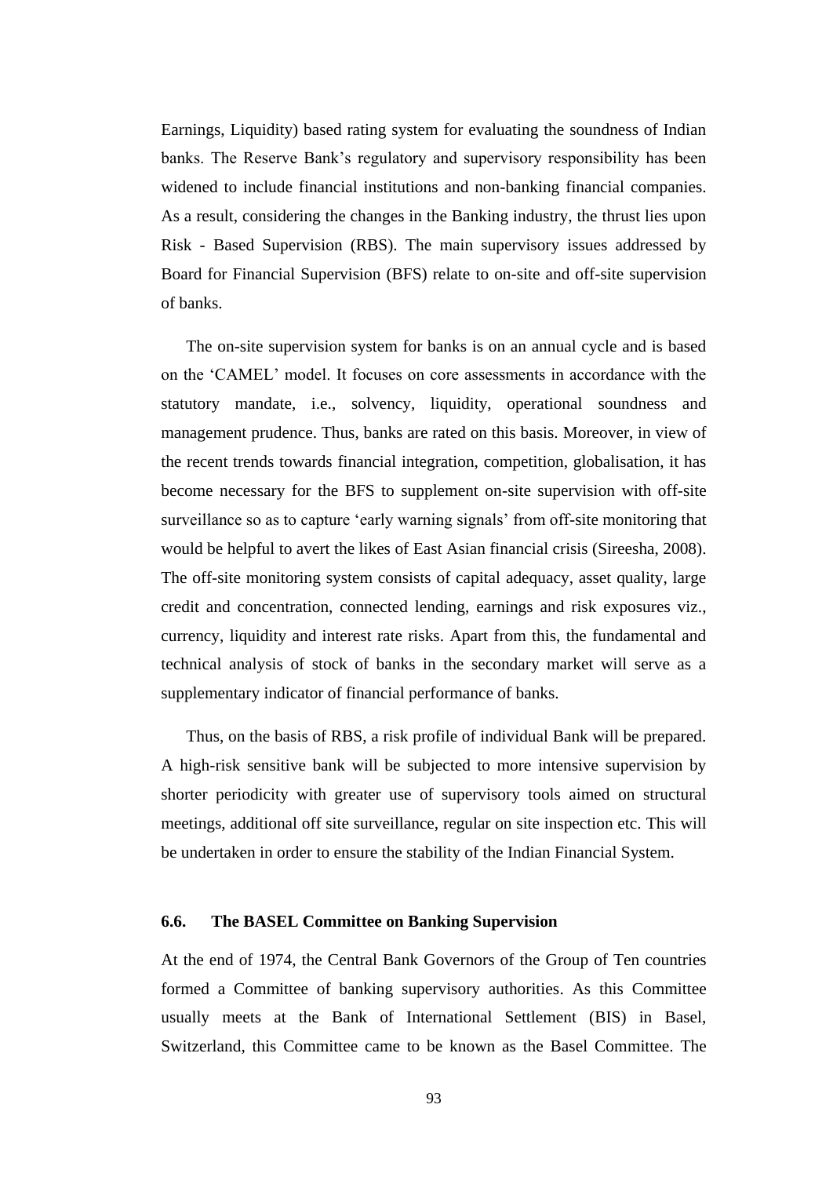Earnings, Liquidity) based rating system for evaluating the soundness of Indian banks. The Reserve Bank's regulatory and supervisory responsibility has been widened to include financial institutions and non-banking financial companies. As a result, considering the changes in the Banking industry, the thrust lies upon Risk - Based Supervision (RBS). The main supervisory issues addressed by Board for Financial Supervision (BFS) relate to on-site and off-site supervision of banks.

The on-site supervision system for banks is on an annual cycle and is based on the 'CAMEL' model. It focuses on core assessments in accordance with the statutory mandate, i.e., solvency, liquidity, operational soundness and management prudence. Thus, banks are rated on this basis. Moreover, in view of the recent trends towards financial integration, competition, globalisation, it has become necessary for the BFS to supplement on-site supervision with off-site surveillance so as to capture 'early warning signals' from off-site monitoring that would be helpful to avert the likes of East Asian financial crisis (Sireesha, 2008). The off-site monitoring system consists of capital adequacy, asset quality, large credit and concentration, connected lending, earnings and risk exposures viz., currency, liquidity and interest rate risks. Apart from this, the fundamental and technical analysis of stock of banks in the secondary market will serve as a supplementary indicator of financial performance of banks.

Thus, on the basis of RBS, a risk profile of individual Bank will be prepared. A high-risk sensitive bank will be subjected to more intensive supervision by shorter periodicity with greater use of supervisory tools aimed on structural meetings, additional off site surveillance, regular on site inspection etc. This will be undertaken in order to ensure the stability of the Indian Financial System.

### 6.6. The BASEL Committee on Banking Supervision

At the end of 1974, the Central Bank Governors of the Group of Ten countries formed a Committee of banking supervisory authorities. As this Committee usually meets at the Bank of International Settlement (BIS) in Basel, Switzerland, this Committee came to be known as the Basel Committee. The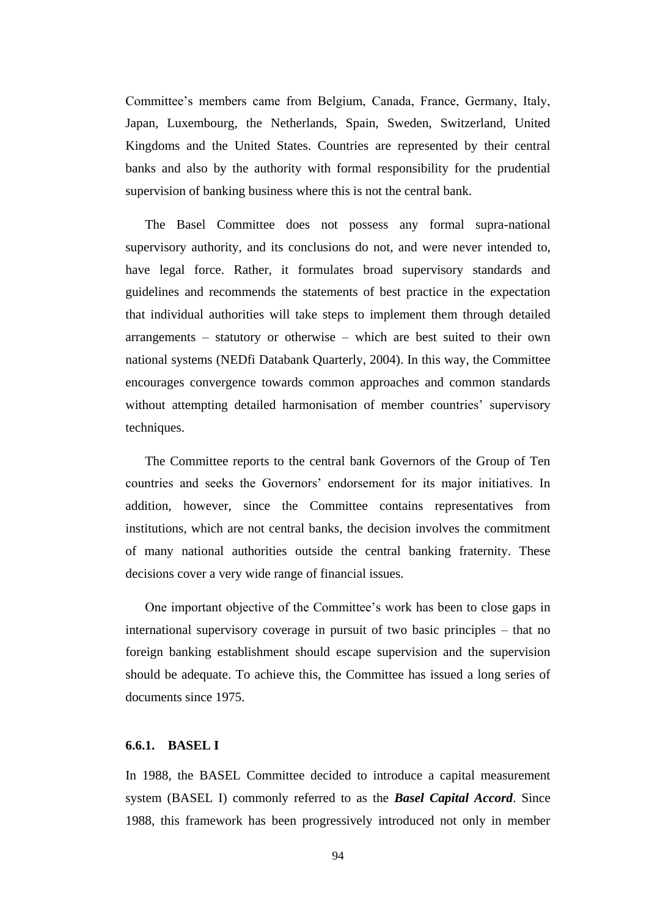Committee's members came from Belgium, Canada, France, Germany, Italy, Japan, Luxembourg, the Netherlands, Spain, Sweden, Switzerland, United Kingdoms and the United States. Countries are represented by their central banks and also by the authority with formal responsibility for the prudential supervision of banking business where this is not the central bank.

The Basel Committee does not possess any formal supra-national supervisory authority, and its conclusions do not, and were never intended to, have legal force. Rather, it formulates broad supervisory standards and guidelines and recommends the statements of best practice in the expectation that individual authorities will take steps to implement them through detailed arrangements – statutory or otherwise – which are best suited to their own national systems (NEDfi Databank Quarterly, 2004). In this way, the Committee encourages convergence towards common approaches and common standards without attempting detailed harmonisation of member countries' supervisory techniques.

The Committee reports to the central bank Governors of the Group of Ten countries and seeks the Governors' endorsement for its major initiatives. In addition, however, since the Committee contains representatives from institutions, which are not central banks, the decision involves the commitment of many national authorities outside the central banking fraternity. These decisions cover a very wide range of financial issues.

One important objective of the Committee's work has been to close gaps in international supervisory coverage in pursuit of two basic principles – that no foreign banking establishment should escape supervision and the supervision should be adequate. To achieve this, the Committee has issued a long series of documents since 1975.

### 6.6.1. BASEL I

In 1988, the BASEL Committee decided to introduce a capital measurement system (BASEL I) commonly referred to as the ***Basel Capital Accord***. Since 1988, this framework has been progressively introduced not only in member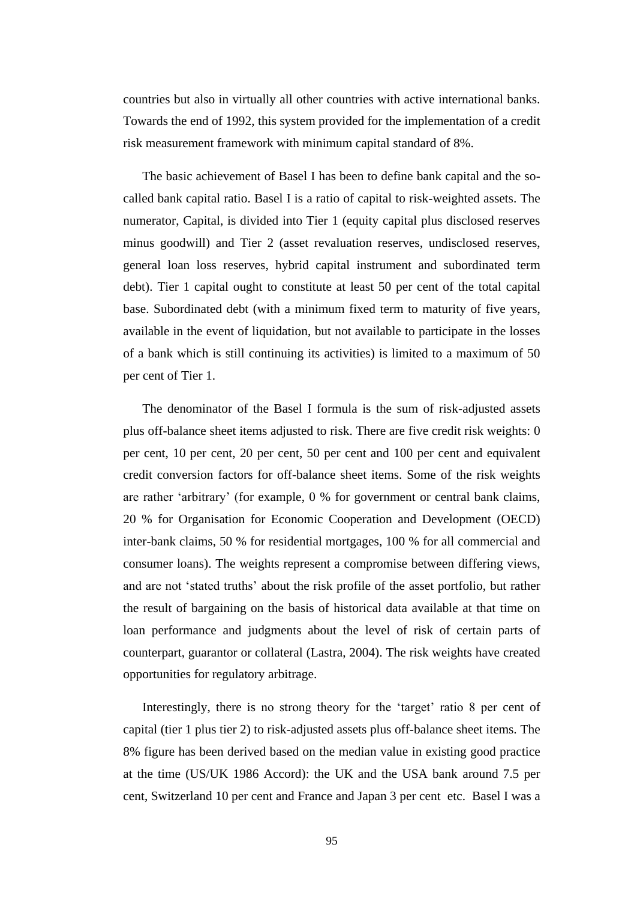countries but also in virtually all other countries with active international banks. Towards the end of 1992, this system provided for the implementation of a credit risk measurement framework with minimum capital standard of 8%.

The basic achievement of Basel I has been to define bank capital and the so-called bank capital ratio. Basel I is a ratio of capital to risk-weighted assets. The numerator, Capital, is divided into Tier 1 (equity capital plus disclosed reserves minus goodwill) and Tier 2 (asset revaluation reserves, undisclosed reserves, general loan loss reserves, hybrid capital instrument and subordinated term debt). Tier 1 capital ought to constitute at least 50 per cent of the total capital base. Subordinated debt (with a minimum fixed term to maturity of five years, available in the event of liquidation, but not available to participate in the losses of a bank which is still continuing its activities) is limited to a maximum of 50 per cent of Tier 1.

The denominator of the Basel I formula is the sum of risk-adjusted assets plus off-balance sheet items adjusted to risk. There are five credit risk weights: 0 per cent, 10 per cent, 20 per cent, 50 per cent and 100 per cent and equivalent credit conversion factors for off-balance sheet items. Some of the risk weights are rather 'arbitrary' (for example, 0 % for government or central bank claims, 20 % for Organisation for Economic Cooperation and Development (OECD) inter-bank claims, 50 % for residential mortgages, 100 % for all commercial and consumer loans). The weights represent a compromise between differing views, and are not 'stated truths' about the risk profile of the asset portfolio, but rather the result of bargaining on the basis of historical data available at that time on loan performance and judgments about the level of risk of certain parts of counterpart, guarantor or collateral (Lastra, 2004). The risk weights have created opportunities for regulatory arbitrage.

Interestingly, there is no strong theory for the 'target' ratio 8 per cent of capital (tier 1 plus tier 2) to risk-adjusted assets plus off-balance sheet items. The 8% figure has been derived based on the median value in existing good practice at the time (US/UK 1986 Accord): the UK and the USA bank around 7.5 per cent, Switzerland 10 per cent and France and Japan 3 per cent etc. Basel I was a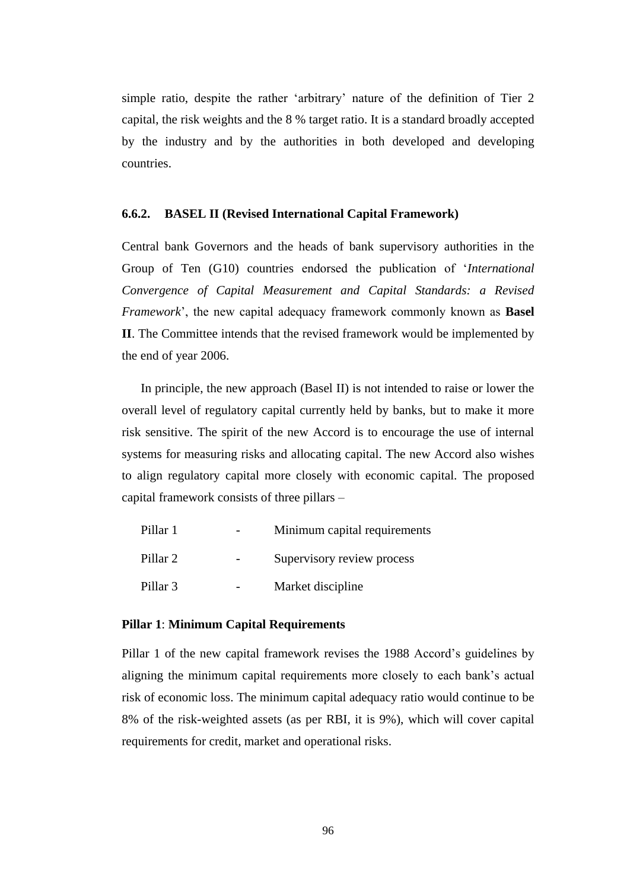simple ratio, despite the rather 'arbitrary' nature of the definition of Tier 2 capital, the risk weights and the 8 % target ratio. It is a standard broadly accepted by the industry and by the authorities in both developed and developing countries.

### 6.6.2. BASEL II (Revised International Capital Framework)

Central bank Governors and the heads of bank supervisory authorities in the Group of Ten (G10) countries endorsed the publication of '*International Convergence of Capital Measurement and Capital Standards: a Revised Framework*', the new capital adequacy framework commonly known as **Basel II**. The Committee intends that the revised framework would be implemented by the end of year 2006.

In principle, the new approach (Basel II) is not intended to raise or lower the overall level of regulatory capital currently held by banks, but to make it more risk sensitive. The spirit of the new Accord is to encourage the use of internal systems for measuring risks and allocating capital. The new Accord also wishes to align regulatory capital more closely with economic capital. The proposed capital framework consists of three pillars –

Pillar 1 - Minimum capital requirements

Pillar 2 - Supervisory review process

Pillar 3 - Market discipline

**Pillar 1**: **Minimum Capital Requirements**

Pillar 1 of the new capital framework revises the 1988 Accord's guidelines by aligning the minimum capital requirements more closely to each bank's actual risk of economic loss. The minimum capital adequacy ratio would continue to be 8% of the risk-weighted assets (as per RBI, it is 9%), which will cover capital requirements for credit, market and operational risks.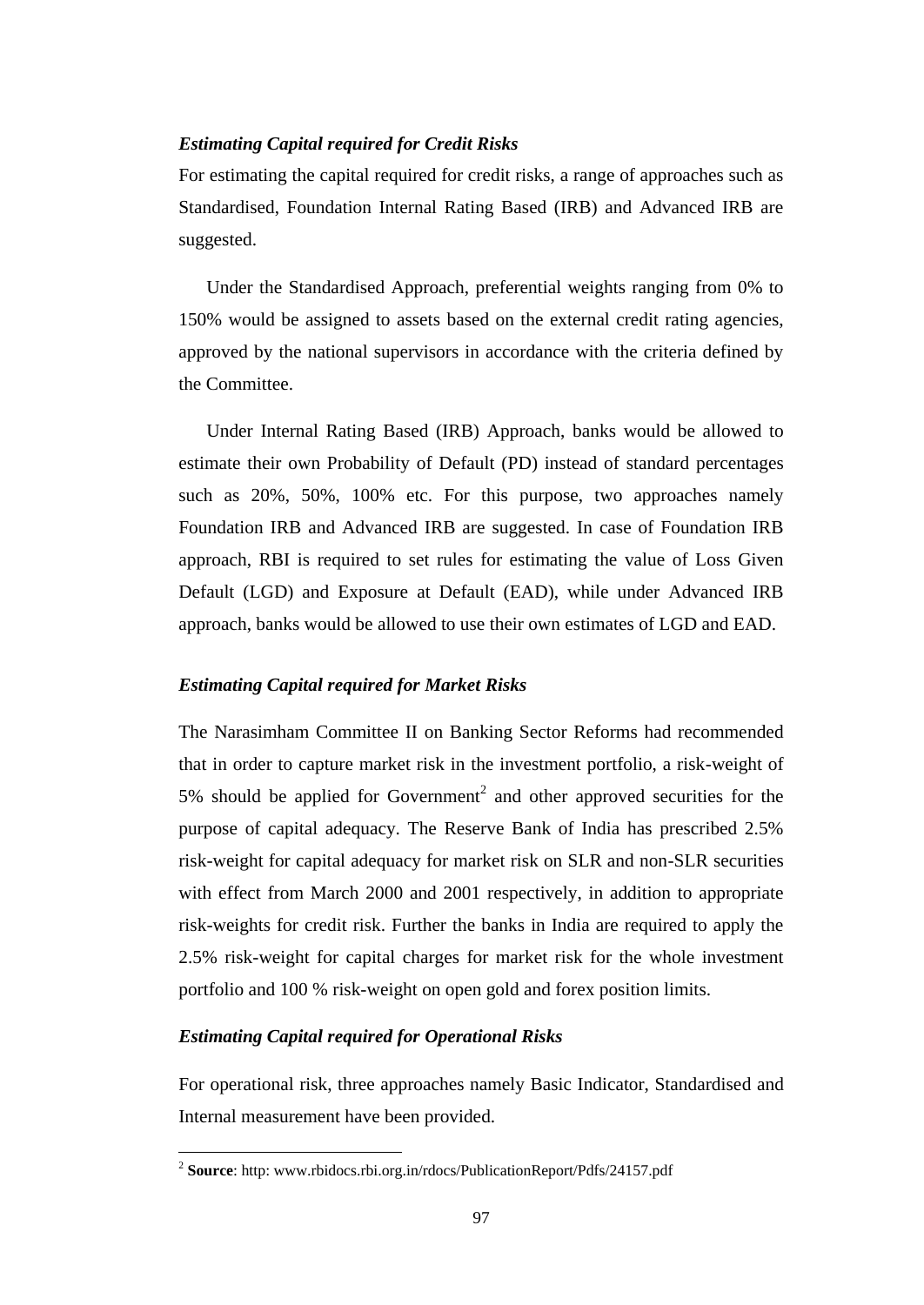***Estimating Capital required for Credit Risks***

For estimating the capital required for credit risks, a range of approaches such as Standardised, Foundation Internal Rating Based (IRB) and Advanced IRB are suggested.

Under the Standardised Approach, preferential weights ranging from 0% to 150% would be assigned to assets based on the external credit rating agencies, approved by the national supervisors in accordance with the criteria defined by the Committee.

Under Internal Rating Based (IRB) Approach, banks would be allowed to estimate their own Probability of Default (PD) instead of standard percentages such as 20%, 50%, 100% etc. For this purpose, two approaches namely Foundation IRB and Advanced IRB are suggested. In case of Foundation IRB approach, RBI is required to set rules for estimating the value of Loss Given Default (LGD) and Exposure at Default (EAD), while under Advanced IRB approach, banks would be allowed to use their own estimates of LGD and EAD.

***Estimating Capital required for Market Risks***

The Narasimham Committee II on Banking Sector Reforms had recommended that in order to capture market risk in the investment portfolio, a risk-weight of 5% should be applied for Government[2] and other approved securities for the purpose of capital adequacy. The Reserve Bank of India has prescribed 2.5% risk-weight for capital adequacy for market risk on SLR and non-SLR securities with effect from March 2000 and 2001 respectively, in addition to appropriate risk-weights for credit risk. Further the banks in India are required to apply the 2.5% risk-weight for capital charges for market risk for the whole investment portfolio and 100 % risk-weight on open gold and forex position limits.

***Estimating Capital required for Operational Risks***

For operational risk, three approaches namely Basic Indicator, Standardised and Internal measurement have been provided.

[2] **Source**: http: www.rbidocs.rbi.org.in/rdocs/PublicationReport/Pdfs/24157.pdf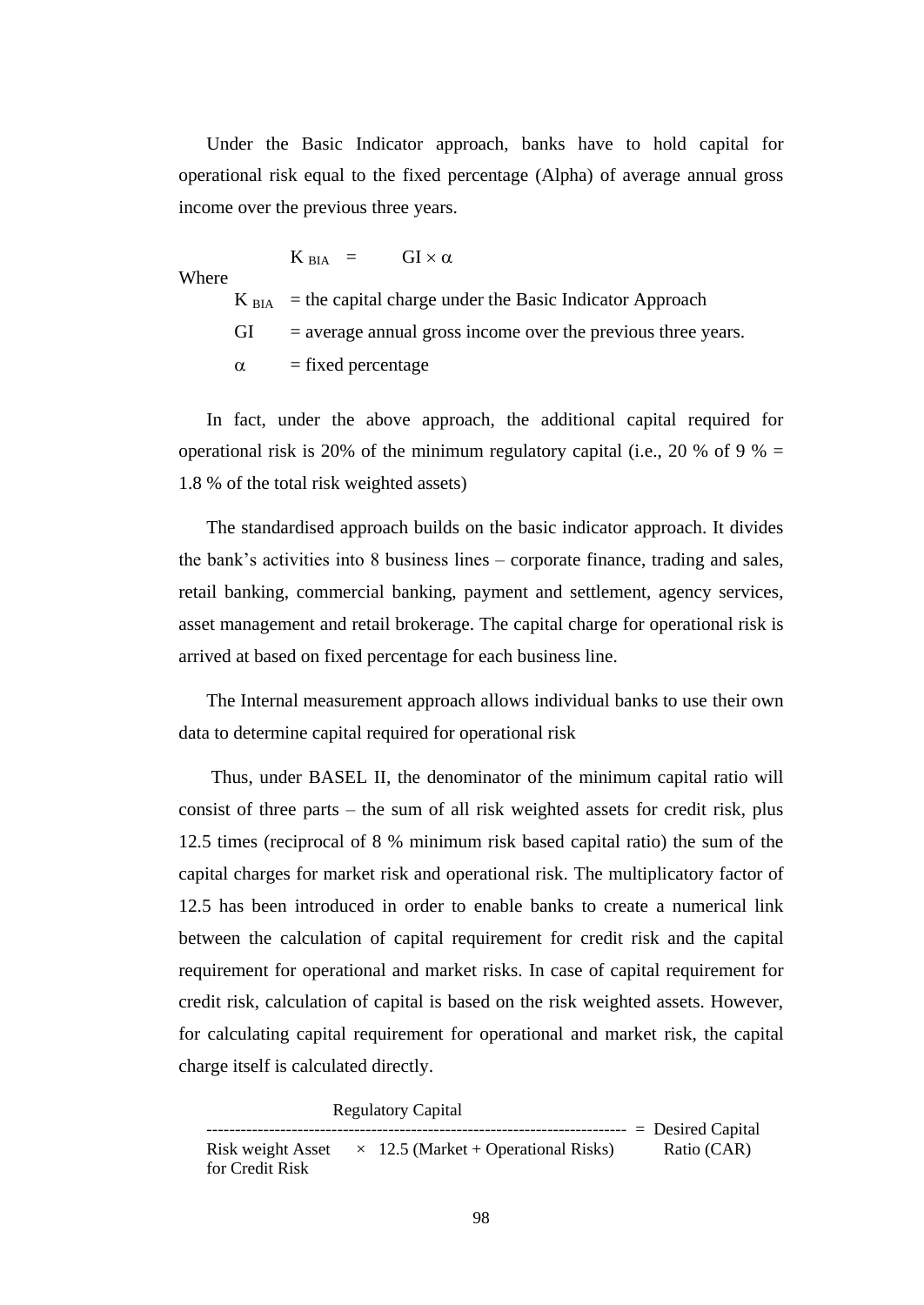Under the Basic Indicator approach, banks have to hold capital for operational risk equal to the fixed percentage (Alpha) of average annual gross income over the previous three years.

$$K_{BIA} = GI \times \alpha$$

Where

$K_{BIA}$ = the capital charge under the Basic Indicator Approach

GI = average annual gross income over the previous three years.

$\alpha$ = fixed percentage

In fact, under the above approach, the additional capital required for operational risk is 20% of the minimum regulatory capital (i.e., 20 % of 9 % = 1.8 % of the total risk weighted assets)

The standardised approach builds on the basic indicator approach. It divides the bank's activities into 8 business lines – corporate finance, trading and sales, retail banking, commercial banking, payment and settlement, agency services, asset management and retail brokerage. The capital charge for operational risk is arrived at based on fixed percentage for each business line.

The Internal measurement approach allows individual banks to use their own data to determine capital required for operational risk

Thus, under BASEL II, the denominator of the minimum capital ratio will consist of three parts – the sum of all risk weighted assets for credit risk, plus 12.5 times (reciprocal of 8 % minimum risk based capital ratio) the sum of the capital charges for market risk and operational risk. The multiplicatory factor of 12.5 has been introduced in order to enable banks to create a numerical link between the calculation of capital requirement for credit risk and the capital requirement for operational and market risks. In case of capital requirement for credit risk, calculation of capital is based on the risk weighted assets. However, for calculating capital requirement for operational and market risk, the capital charge itself is calculated directly.

$$\frac{\text{Regulatory Capital}}{\text{Risk weight Asset for Credit Risk} \times 12.5\,(\text{Market} + \text{Operational Risks})} = \text{Desired Capital Ratio (CAR)}$$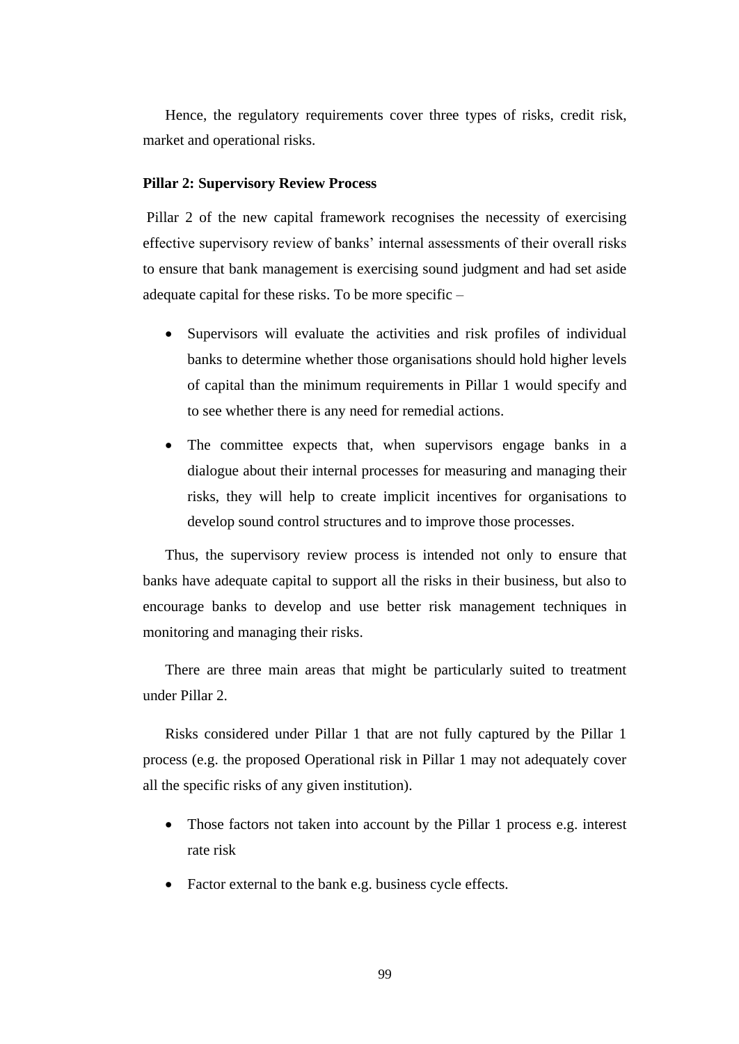Hence, the regulatory requirements cover three types of risks, credit risk, market and operational risks.

**Pillar 2: Supervisory Review Process**

Pillar 2 of the new capital framework recognises the necessity of exercising effective supervisory review of banks' internal assessments of their overall risks to ensure that bank management is exercising sound judgment and had set aside adequate capital for these risks. To be more specific –

- Supervisors will evaluate the activities and risk profiles of individual banks to determine whether those organisations should hold higher levels of capital than the minimum requirements in Pillar 1 would specify and to see whether there is any need for remedial actions.
- The committee expects that, when supervisors engage banks in a dialogue about their internal processes for measuring and managing their risks, they will help to create implicit incentives for organisations to develop sound control structures and to improve those processes.

Thus, the supervisory review process is intended not only to ensure that banks have adequate capital to support all the risks in their business, but also to encourage banks to develop and use better risk management techniques in monitoring and managing their risks.

There are three main areas that might be particularly suited to treatment under Pillar 2.

Risks considered under Pillar 1 that are not fully captured by the Pillar 1 process (e.g. the proposed Operational risk in Pillar 1 may not adequately cover all the specific risks of any given institution).

- Those factors not taken into account by the Pillar 1 process e.g. interest rate risk
- Factor external to the bank e.g. business cycle effects.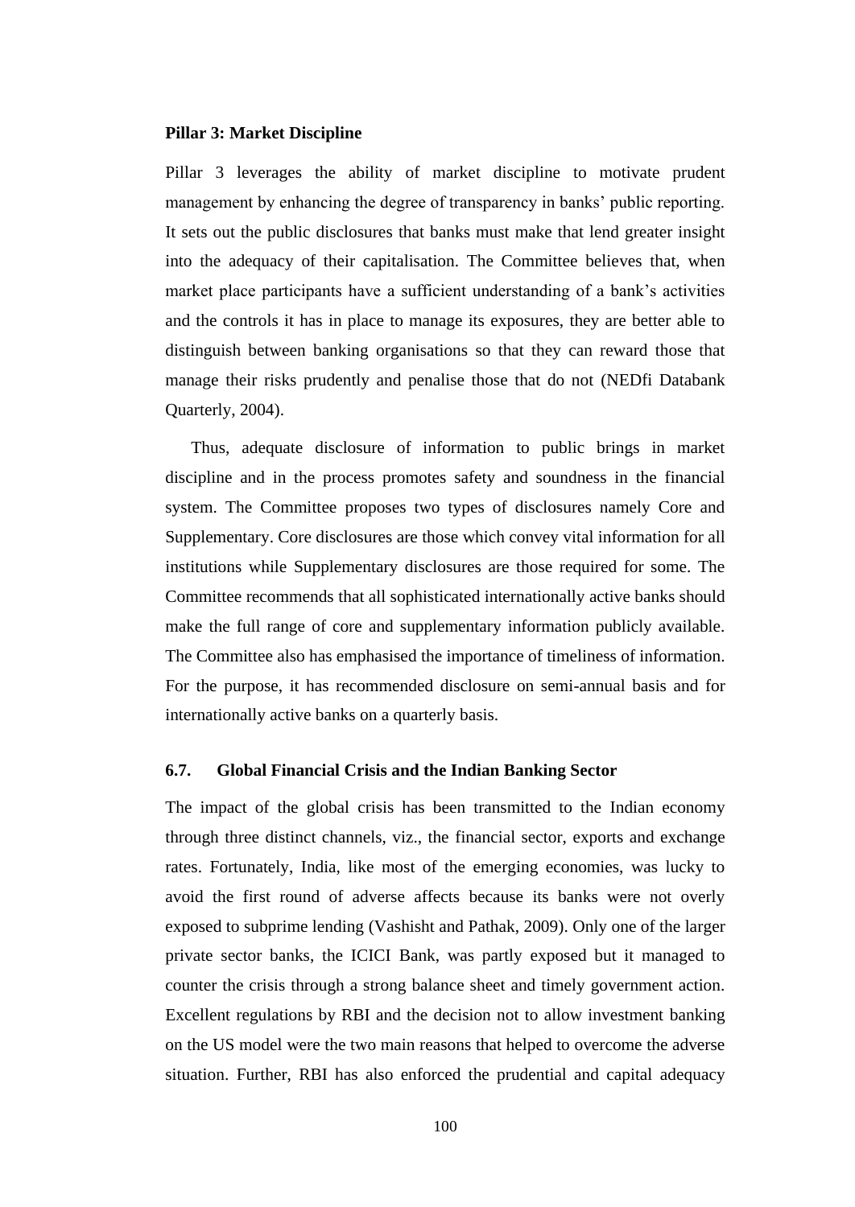**Pillar 3: Market Discipline**

Pillar 3 leverages the ability of market discipline to motivate prudent management by enhancing the degree of transparency in banks' public reporting. It sets out the public disclosures that banks must make that lend greater insight into the adequacy of their capitalisation. The Committee believes that, when market place participants have a sufficient understanding of a bank's activities and the controls it has in place to manage its exposures, they are better able to distinguish between banking organisations so that they can reward those that manage their risks prudently and penalise those that do not (NEDfi Databank Quarterly, 2004).

Thus, adequate disclosure of information to public brings in market discipline and in the process promotes safety and soundness in the financial system. The Committee proposes two types of disclosures namely Core and Supplementary. Core disclosures are those which convey vital information for all institutions while Supplementary disclosures are those required for some. The Committee recommends that all sophisticated internationally active banks should make the full range of core and supplementary information publicly available. The Committee also has emphasised the importance of timeliness of information. For the purpose, it has recommended disclosure on semi-annual basis and for internationally active banks on a quarterly basis.

### 6.7. Global Financial Crisis and the Indian Banking Sector

The impact of the global crisis has been transmitted to the Indian economy through three distinct channels, viz., the financial sector, exports and exchange rates. Fortunately, India, like most of the emerging economies, was lucky to avoid the first round of adverse affects because its banks were not overly exposed to subprime lending (Vashisht and Pathak, 2009). Only one of the larger private sector banks, the ICICI Bank, was partly exposed but it managed to counter the crisis through a strong balance sheet and timely government action. Excellent regulations by RBI and the decision not to allow investment banking on the US model were the two main reasons that helped to overcome the adverse situation. Further, RBI has also enforced the prudential and capital adequacy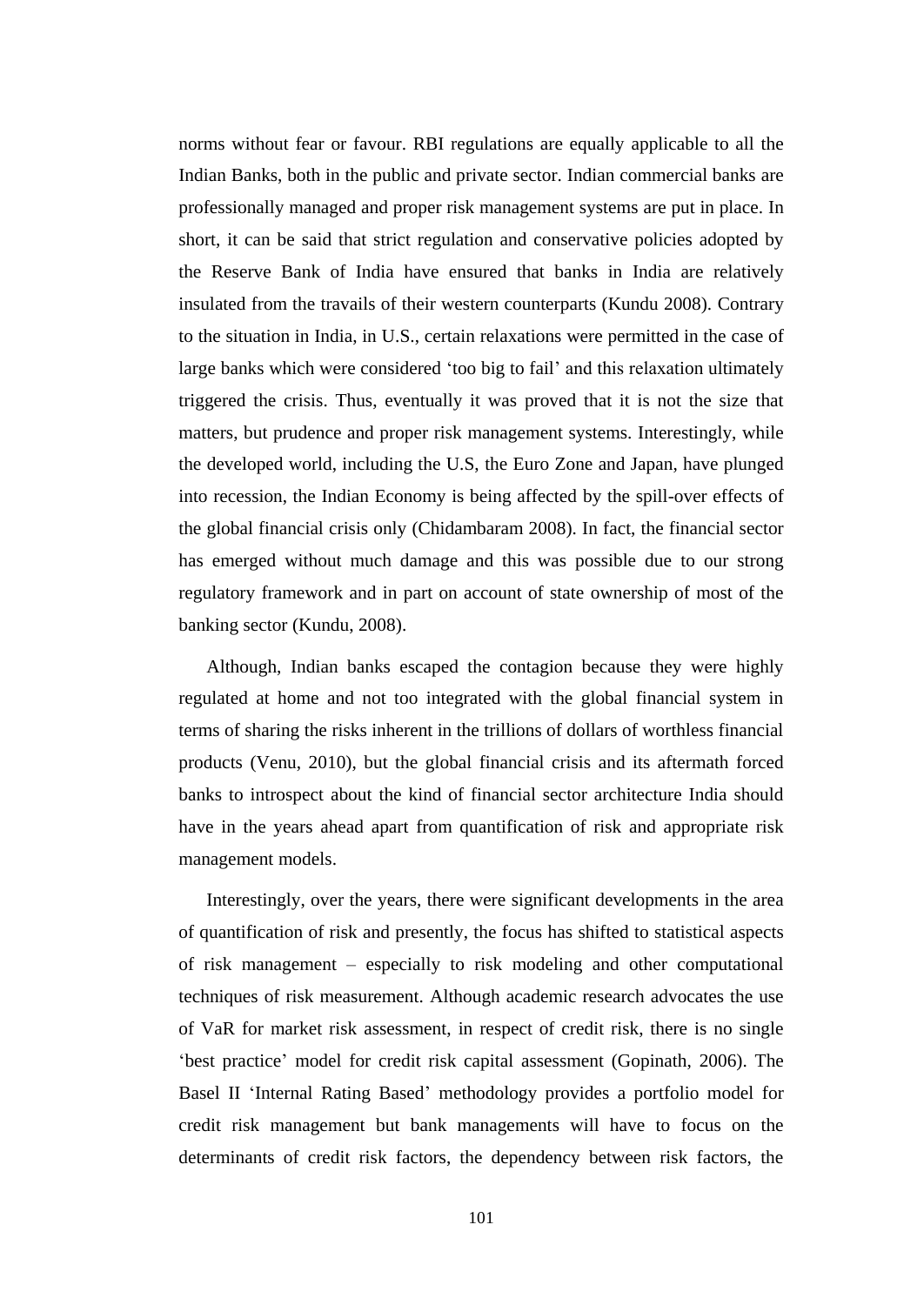norms without fear or favour. RBI regulations are equally applicable to all the Indian Banks, both in the public and private sector. Indian commercial banks are professionally managed and proper risk management systems are put in place. In short, it can be said that strict regulation and conservative policies adopted by the Reserve Bank of India have ensured that banks in India are relatively insulated from the travails of their western counterparts (Kundu 2008). Contrary to the situation in India, in U.S., certain relaxations were permitted in the case of large banks which were considered 'too big to fail' and this relaxation ultimately triggered the crisis. Thus, eventually it was proved that it is not the size that matters, but prudence and proper risk management systems. Interestingly, while the developed world, including the U.S, the Euro Zone and Japan, have plunged into recession, the Indian Economy is being affected by the spill-over effects of the global financial crisis only (Chidambaram 2008). In fact, the financial sector has emerged without much damage and this was possible due to our strong regulatory framework and in part on account of state ownership of most of the banking sector (Kundu, 2008).

Although, Indian banks escaped the contagion because they were highly regulated at home and not too integrated with the global financial system in terms of sharing the risks inherent in the trillions of dollars of worthless financial products (Venu, 2010), but the global financial crisis and its aftermath forced banks to introspect about the kind of financial sector architecture India should have in the years ahead apart from quantification of risk and appropriate risk management models.

Interestingly, over the years, there were significant developments in the area of quantification of risk and presently, the focus has shifted to statistical aspects of risk management – especially to risk modeling and other computational techniques of risk measurement. Although academic research advocates the use of VaR for market risk assessment, in respect of credit risk, there is no single 'best practice' model for credit risk capital assessment (Gopinath, 2006). The Basel II 'Internal Rating Based' methodology provides a portfolio model for credit risk management but bank managements will have to focus on the determinants of credit risk factors, the dependency between risk factors, the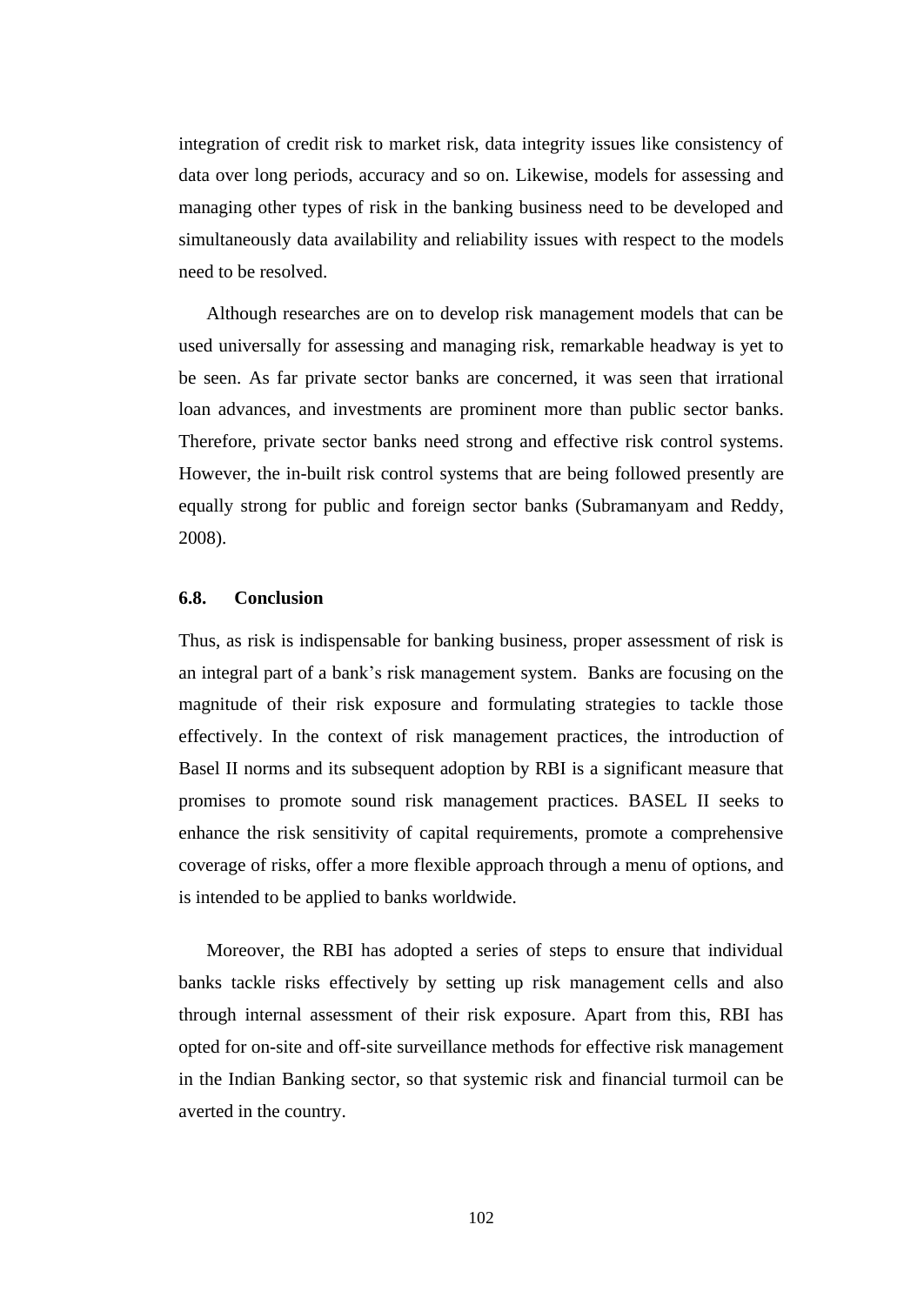integration of credit risk to market risk, data integrity issues like consistency of data over long periods, accuracy and so on. Likewise, models for assessing and managing other types of risk in the banking business need to be developed and simultaneously data availability and reliability issues with respect to the models need to be resolved.

Although researches are on to develop risk management models that can be used universally for assessing and managing risk, remarkable headway is yet to be seen. As far private sector banks are concerned, it was seen that irrational loan advances, and investments are prominent more than public sector banks. Therefore, private sector banks need strong and effective risk control systems. However, the in-built risk control systems that are being followed presently are equally strong for public and foreign sector banks (Subramanyam and Reddy, 2008).

### 6.8. Conclusion

Thus, as risk is indispensable for banking business, proper assessment of risk is an integral part of a bank's risk management system. Banks are focusing on the magnitude of their risk exposure and formulating strategies to tackle those effectively. In the context of risk management practices, the introduction of Basel II norms and its subsequent adoption by RBI is a significant measure that promises to promote sound risk management practices. BASEL II seeks to enhance the risk sensitivity of capital requirements, promote a comprehensive coverage of risks, offer a more flexible approach through a menu of options, and is intended to be applied to banks worldwide.

Moreover, the RBI has adopted a series of steps to ensure that individual banks tackle risks effectively by setting up risk management cells and also through internal assessment of their risk exposure. Apart from this, RBI has opted for on-site and off-site surveillance methods for effective risk management in the Indian Banking sector, so that systemic risk and financial turmoil can be averted in the country.